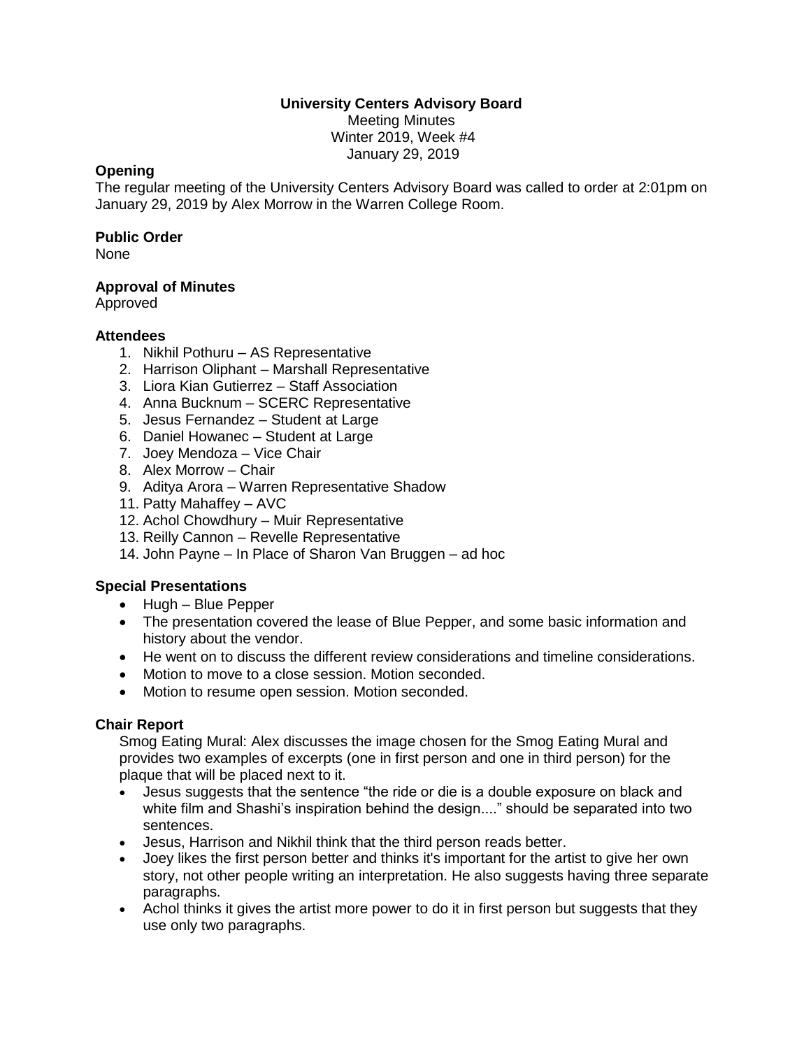# University Centers Advisory Board

Meeting Minutes
Winter 2019, Week #4
January 29, 2019

**Opening**

The regular meeting of the University Centers Advisory Board was called to order at 2:01pm on January 29, 2019 by Alex Morrow in the Warren College Room.

**Public Order**

None

**Approval of Minutes**

Approved

**Attendees**

1. Nikhil Pothuru – AS Representative
2. Harrison Oliphant – Marshall Representative
3. Liora Kian Gutierrez – Staff Association
4. Anna Bucknum – SCERC Representative
5. Jesus Fernandez – Student at Large
6. Daniel Howanec – Student at Large
7. Joey Mendoza – Vice Chair
8. Alex Morrow – Chair
9. Aditya Arora – Warren Representative Shadow
11. Patty Mahaffey – AVC
12. Achol Chowdhury – Muir Representative
13. Reilly Cannon – Revelle Representative
14. John Payne – In Place of Sharon Van Bruggen – ad hoc

**Special Presentations**

- Hugh – Blue Pepper
- The presentation covered the lease of Blue Pepper, and some basic information and history about the vendor.
- He went on to discuss the different review considerations and timeline considerations.
- Motion to move to a close session. Motion seconded.
- Motion to resume open session. Motion seconded.

**Chair Report**

Smog Eating Mural: Alex discusses the image chosen for the Smog Eating Mural and provides two examples of excerpts (one in first person and one in third person) for the plaque that will be placed next to it.

- Jesus suggests that the sentence "the ride or die is a double exposure on black and white film and Shashi's inspiration behind the design...." should be separated into two sentences.
- Jesus, Harrison and Nikhil think that the third person reads better.
- Joey likes the first person better and thinks it's important for the artist to give her own story, not other people writing an interpretation. He also suggests having three separate paragraphs.
- Achol thinks it gives the artist more power to do it in first person but suggests that they use only two paragraphs.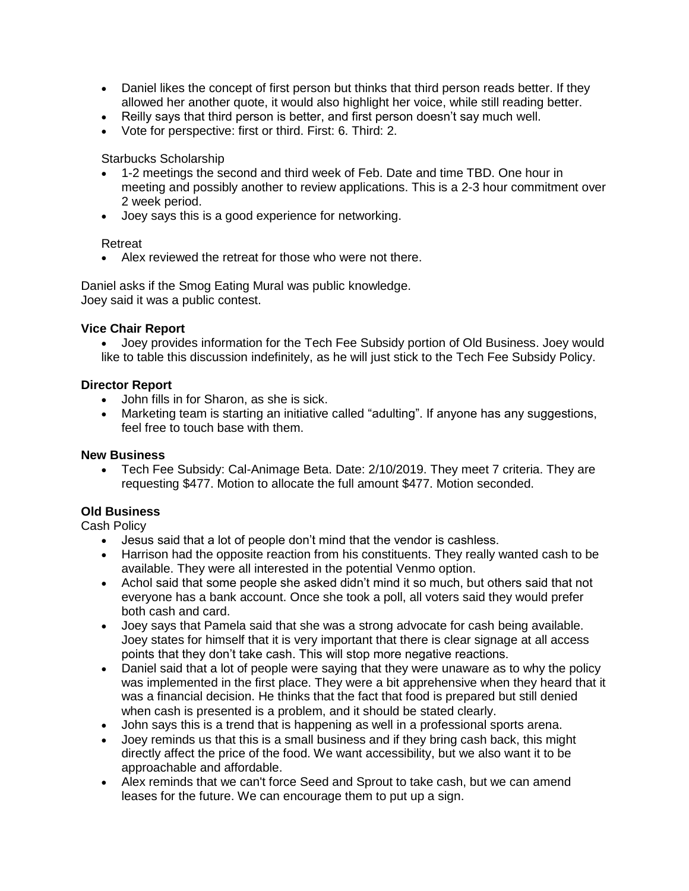- Daniel likes the concept of first person but thinks that third person reads better. If they allowed her another quote, it would also highlight her voice, while still reading better.
- Reilly says that third person is better, and first person doesn't say much well.
- Vote for perspective: first or third. First: 6. Third: 2.

Starbucks Scholarship

- 1-2 meetings the second and third week of Feb. Date and time TBD. One hour in meeting and possibly another to review applications. This is a 2-3 hour commitment over 2 week period.
- Joey says this is a good experience for networking.

Retreat

- Alex reviewed the retreat for those who were not there.

Daniel asks if the Smog Eating Mural was public knowledge.
Joey said it was a public contest.

**Vice Chair Report**

- Joey provides information for the Tech Fee Subsidy portion of Old Business. Joey would like to table this discussion indefinitely, as he will just stick to the Tech Fee Subsidy Policy.

**Director Report**

- John fills in for Sharon, as she is sick.
- Marketing team is starting an initiative called "adulting". If anyone has any suggestions, feel free to touch base with them.

**New Business**

- Tech Fee Subsidy: Cal-Animage Beta. Date: 2/10/2019. They meet 7 criteria. They are requesting $477. Motion to allocate the full amount $477. Motion seconded.

**Old Business**

Cash Policy

- Jesus said that a lot of people don't mind that the vendor is cashless.
- Harrison had the opposite reaction from his constituents. They really wanted cash to be available. They were all interested in the potential Venmo option.
- Achol said that some people she asked didn't mind it so much, but others said that not everyone has a bank account. Once she took a poll, all voters said they would prefer both cash and card.
- Joey says that Pamela said that she was a strong advocate for cash being available. Joey states for himself that it is very important that there is clear signage at all access points that they don't take cash. This will stop more negative reactions.
- Daniel said that a lot of people were saying that they were unaware as to why the policy was implemented in the first place. They were a bit apprehensive when they heard that it was a financial decision. He thinks that the fact that food is prepared but still denied when cash is presented is a problem, and it should be stated clearly.
- John says this is a trend that is happening as well in a professional sports arena.
- Joey reminds us that this is a small business and if they bring cash back, this might directly affect the price of the food. We want accessibility, but we also want it to be approachable and affordable.
- Alex reminds that we can't force Seed and Sprout to take cash, but we can amend leases for the future. We can encourage them to put up a sign.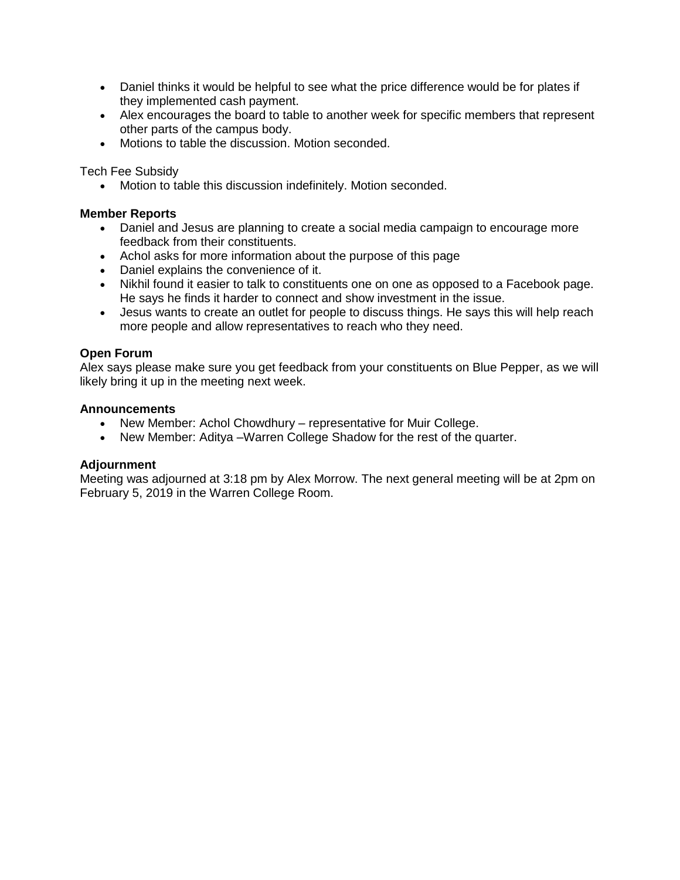- Daniel thinks it would be helpful to see what the price difference would be for plates if they implemented cash payment.
- Alex encourages the board to table to another week for specific members that represent other parts of the campus body.
- Motions to table the discussion. Motion seconded.

Tech Fee Subsidy

- Motion to table this discussion indefinitely. Motion seconded.

**Member Reports**

- Daniel and Jesus are planning to create a social media campaign to encourage more feedback from their constituents.
- Achol asks for more information about the purpose of this page
- Daniel explains the convenience of it.
- Nikhil found it easier to talk to constituents one on one as opposed to a Facebook page. He says he finds it harder to connect and show investment in the issue.
- Jesus wants to create an outlet for people to discuss things. He says this will help reach more people and allow representatives to reach who they need.

**Open Forum**

Alex says please make sure you get feedback from your constituents on Blue Pepper, as we will likely bring it up in the meeting next week.

**Announcements**

- New Member: Achol Chowdhury – representative for Muir College.
- New Member: Aditya –Warren College Shadow for the rest of the quarter.

**Adjournment**

Meeting was adjourned at 3:18 pm by Alex Morrow. The next general meeting will be at 2pm on February 5, 2019 in the Warren College Room.